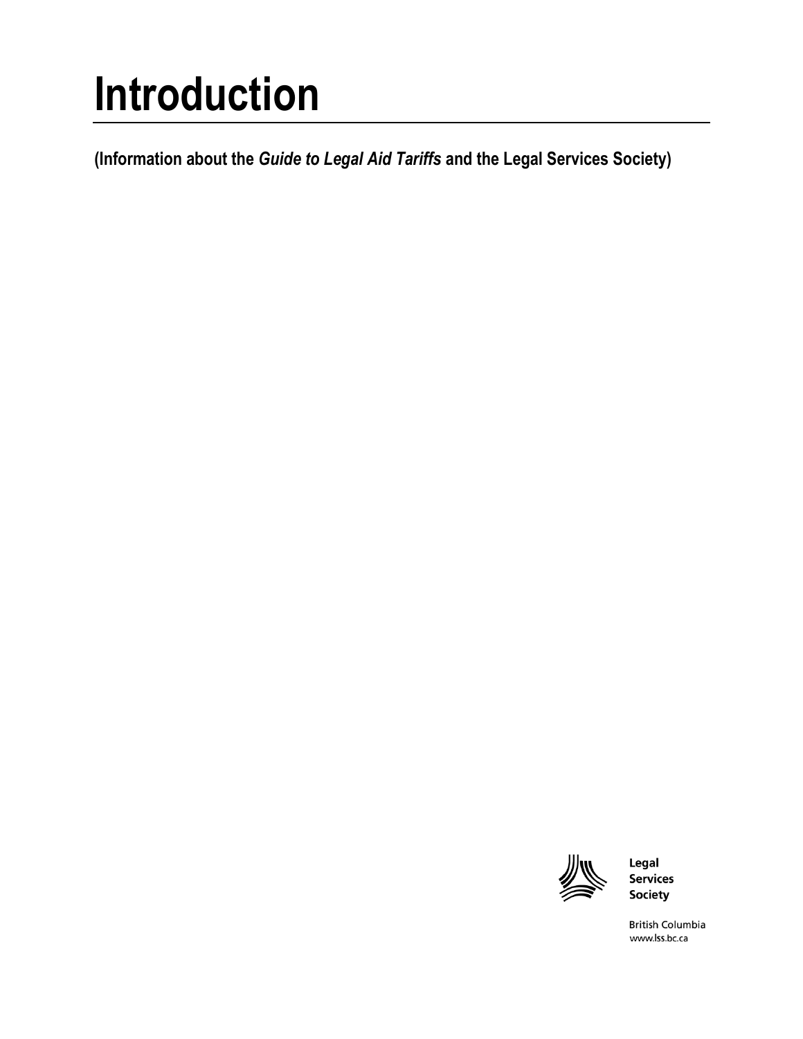# Introduction

**(Information about the *Guide to Legal Aid Tariffs* and the Legal Services Society)**

Legal Services Society

British Columbia
www.lss.bc.ca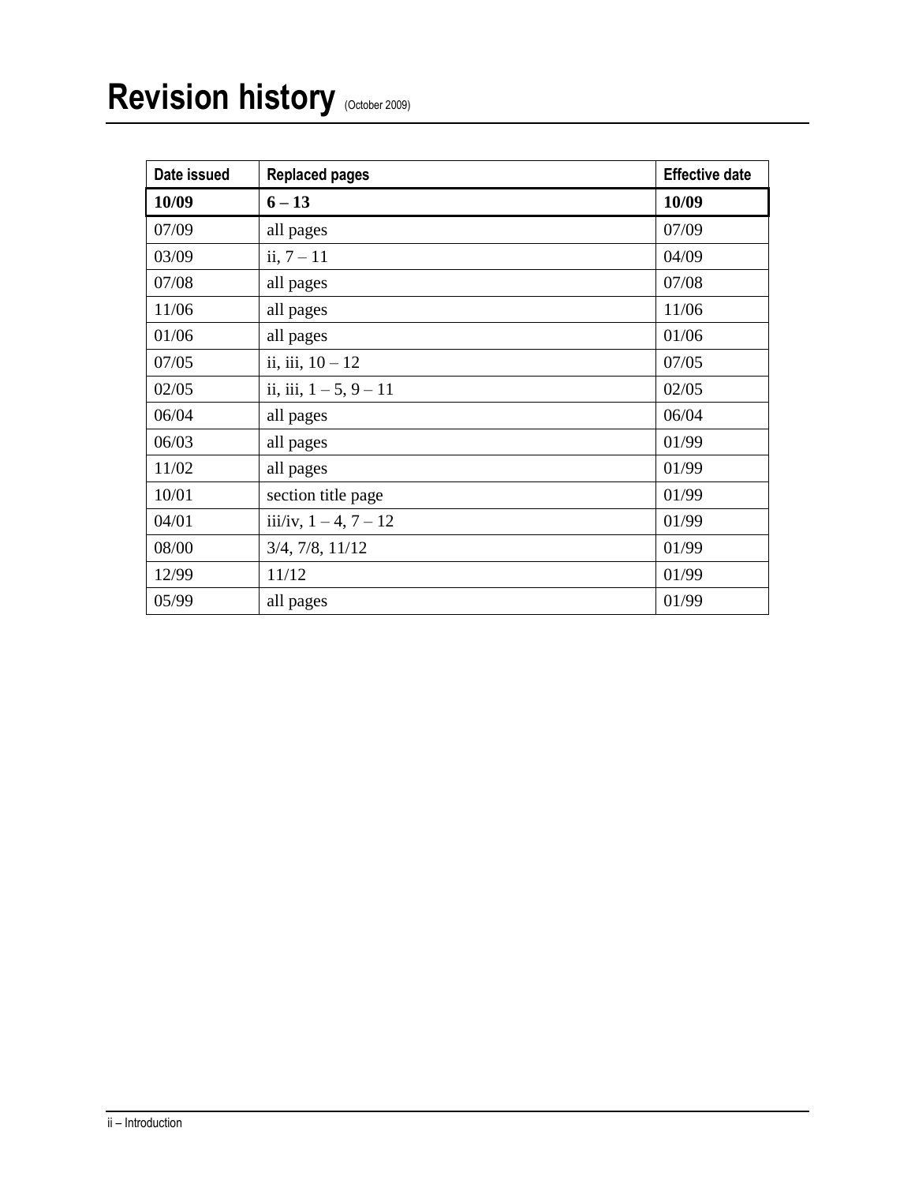# Revision history (October 2009)

| Date issued | Replaced pages | Effective date |
|---|---|---|
| **10/09** | **6 – 13** | **10/09** |
| 07/09 | all pages | 07/09 |
| 03/09 | ii, 7 – 11 | 04/09 |
| 07/08 | all pages | 07/08 |
| 11/06 | all pages | 11/06 |
| 01/06 | all pages | 01/06 |
| 07/05 | ii, iii, 10 – 12 | 07/05 |
| 02/05 | ii, iii, 1 – 5, 9 – 11 | 02/05 |
| 06/04 | all pages | 06/04 |
| 06/03 | all pages | 01/99 |
| 11/02 | all pages | 01/99 |
| 10/01 | section title page | 01/99 |
| 04/01 | iii/iv, 1 – 4, 7 – 12 | 01/99 |
| 08/00 | 3/4, 7/8, 11/12 | 01/99 |
| 12/99 | 11/12 | 01/99 |
| 05/99 | all pages | 01/99 |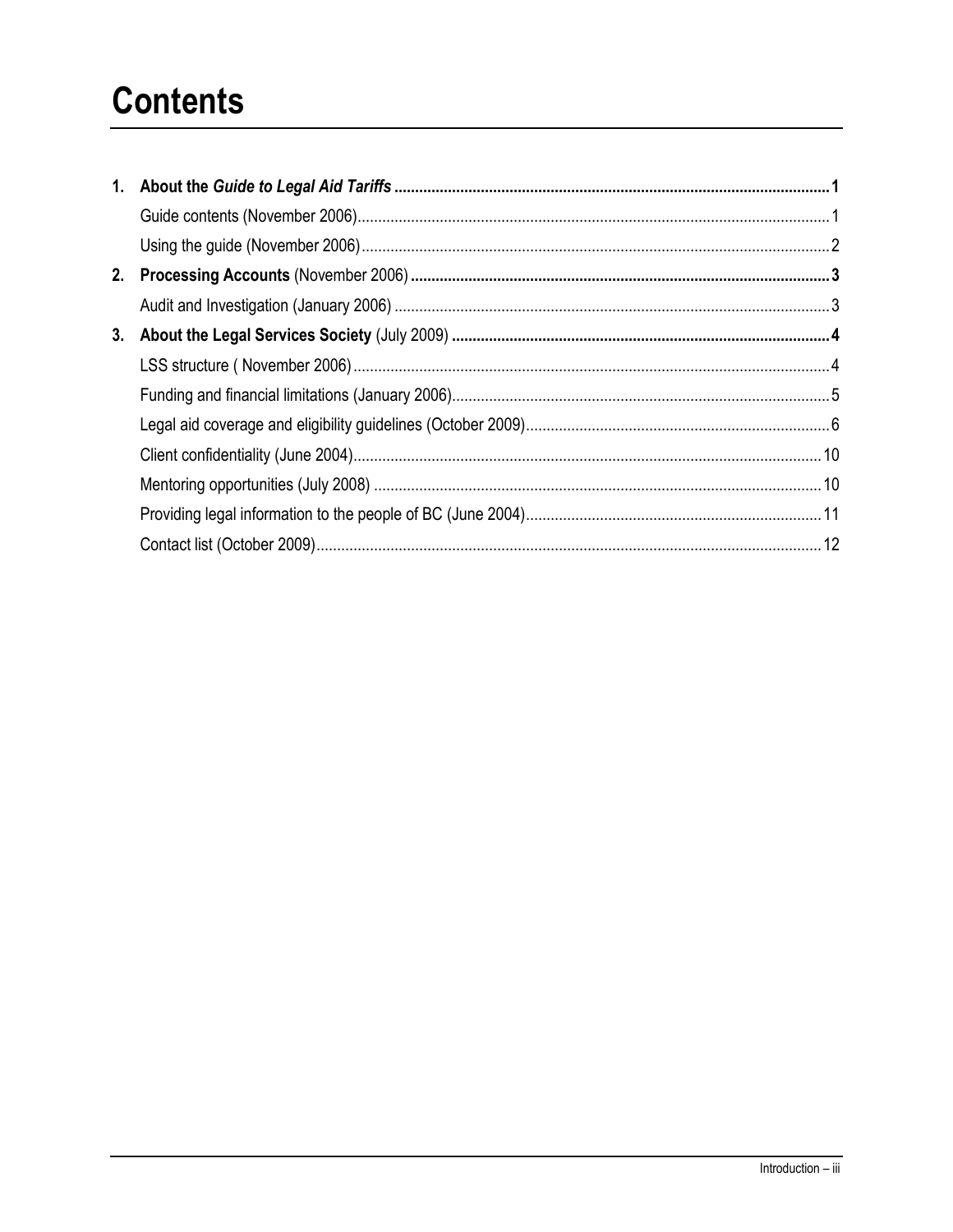# Contents

1. **About the *Guide to Legal Aid Tariffs*** ..... **1**
   - Guide contents (November 2006) ..... 1
   - Using the guide (November 2006) ..... 2
2. **Processing Accounts** (November 2006) ..... **3**
   - Audit and Investigation (January 2006) ..... 3
3. **About the Legal Services Society** (July 2009) ..... **4**
   - LSS structure ( November 2006) ..... 4
   - Funding and financial limitations (January 2006) ..... 5
   - Legal aid coverage and eligibility guidelines (October 2009) ..... 6
   - Client confidentiality (June 2004) ..... 10
   - Mentoring opportunities (July 2008) ..... 10
   - Providing legal information to the people of BC (June 2004) ..... 11
   - Contact list (October 2009) ..... 12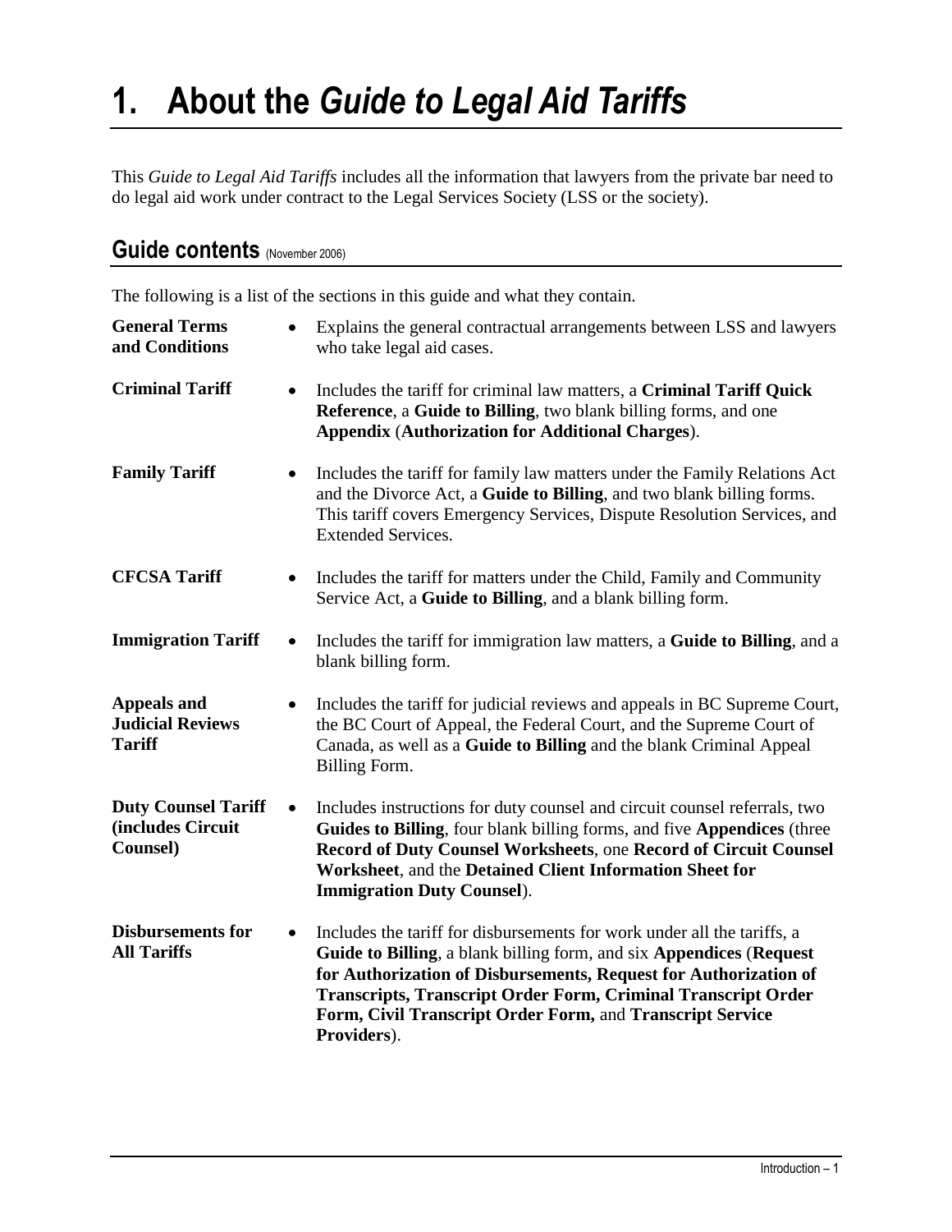# 1. About the *Guide to Legal Aid Tariffs*

This *Guide to Legal Aid Tariffs* includes all the information that lawyers from the private bar need to do legal aid work under contract to the Legal Services Society (LSS or the society).

## Guide contents (November 2006)

The following is a list of the sections in this guide and what they contain.

| | |
|---|---|
| **General Terms and Conditions** | • Explains the general contractual arrangements between LSS and lawyers who take legal aid cases. |
| **Criminal Tariff** | • Includes the tariff for criminal law matters, a **Criminal Tariff Quick Reference**, a **Guide to Billing**, two blank billing forms, and one **Appendix** (**Authorization for Additional Charges**). |
| **Family Tariff** | • Includes the tariff for family law matters under the Family Relations Act and the Divorce Act, a **Guide to Billing**, and two blank billing forms. This tariff covers Emergency Services, Dispute Resolution Services, and Extended Services. |
| **CFCSA Tariff** | • Includes the tariff for matters under the Child, Family and Community Service Act, a **Guide to Billing**, and a blank billing form. |
| **Immigration Tariff** | • Includes the tariff for immigration law matters, a **Guide to Billing**, and a blank billing form. |
| **Appeals and Judicial Reviews Tariff** | • Includes the tariff for judicial reviews and appeals in BC Supreme Court, the BC Court of Appeal, the Federal Court, and the Supreme Court of Canada, as well as a **Guide to Billing** and the blank Criminal Appeal Billing Form. |
| **Duty Counsel Tariff (includes Circuit Counsel)** | • Includes instructions for duty counsel and circuit counsel referrals, two **Guides to Billing**, four blank billing forms, and five **Appendices** (three **Record of Duty Counsel Worksheets**, one **Record of Circuit Counsel Worksheet**, and the **Detained Client Information Sheet for Immigration Duty Counsel**). |
| **Disbursements for All Tariffs** | • Includes the tariff for disbursements for work under all the tariffs, a **Guide to Billing**, a blank billing form, and six **Appendices** (**Request for Authorization of Disbursements, Request for Authorization of Transcripts, Transcript Order Form, Criminal Transcript Order Form, Civil Transcript Order Form,** and **Transcript Service Providers**). |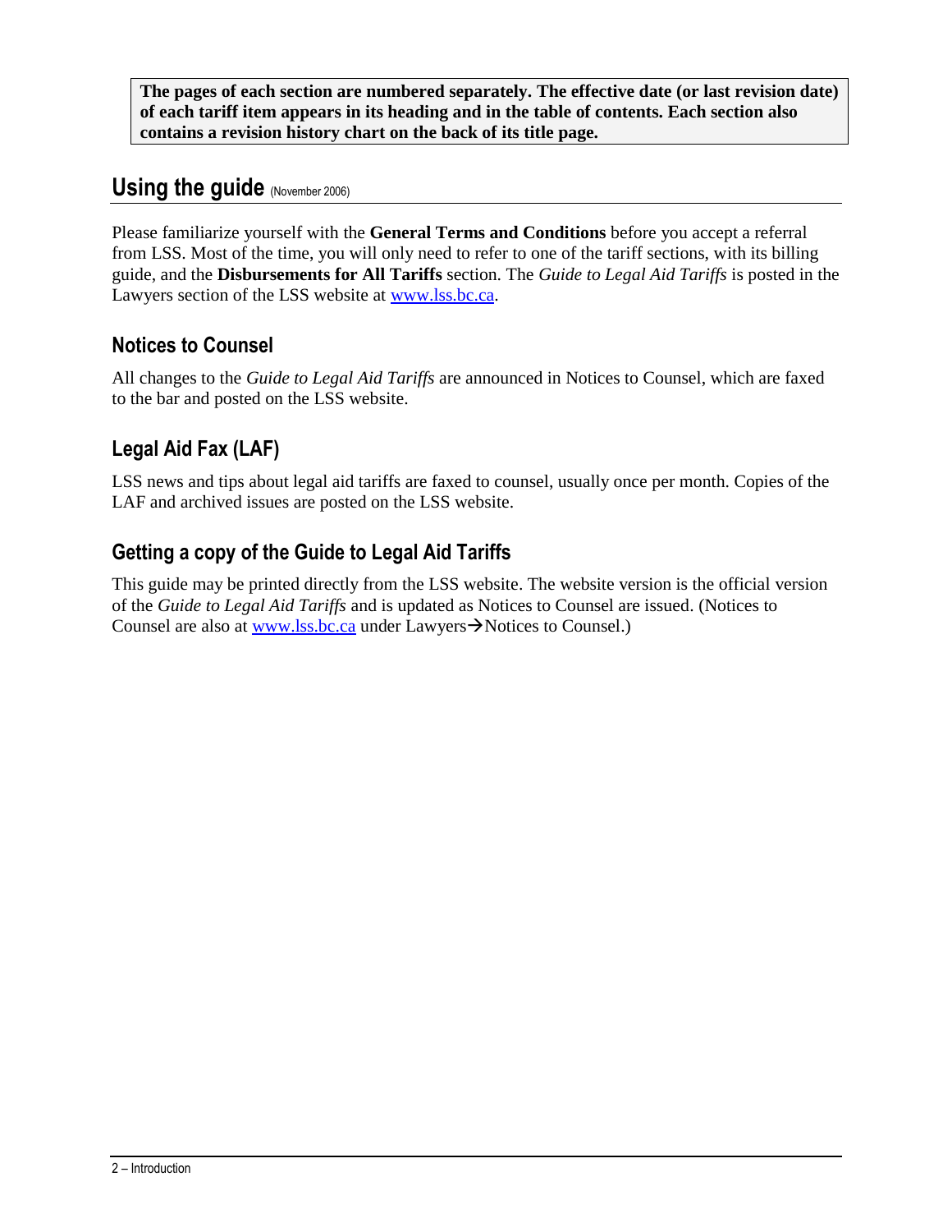**The pages of each section are numbered separately. The effective date (or last revision date) of each tariff item appears in its heading and in the table of contents. Each section also contains a revision history chart on the back of its title page.**

## Using the guide (November 2006)

Please familiarize yourself with the **General Terms and Conditions** before you accept a referral from LSS. Most of the time, you will only need to refer to one of the tariff sections, with its billing guide, and the **Disbursements for All Tariffs** section. The *Guide to Legal Aid Tariffs* is posted in the Lawyers section of the LSS website at www.lss.bc.ca.

### Notices to Counsel

All changes to the *Guide to Legal Aid Tariffs* are announced in Notices to Counsel, which are faxed to the bar and posted on the LSS website.

### Legal Aid Fax (LAF)

LSS news and tips about legal aid tariffs are faxed to counsel, usually once per month. Copies of the LAF and archived issues are posted on the LSS website.

### Getting a copy of the Guide to Legal Aid Tariffs

This guide may be printed directly from the LSS website. The website version is the official version of the *Guide to Legal Aid Tariffs* and is updated as Notices to Counsel are issued. (Notices to Counsel are also at www.lss.bc.ca under Lawyers→Notices to Counsel.)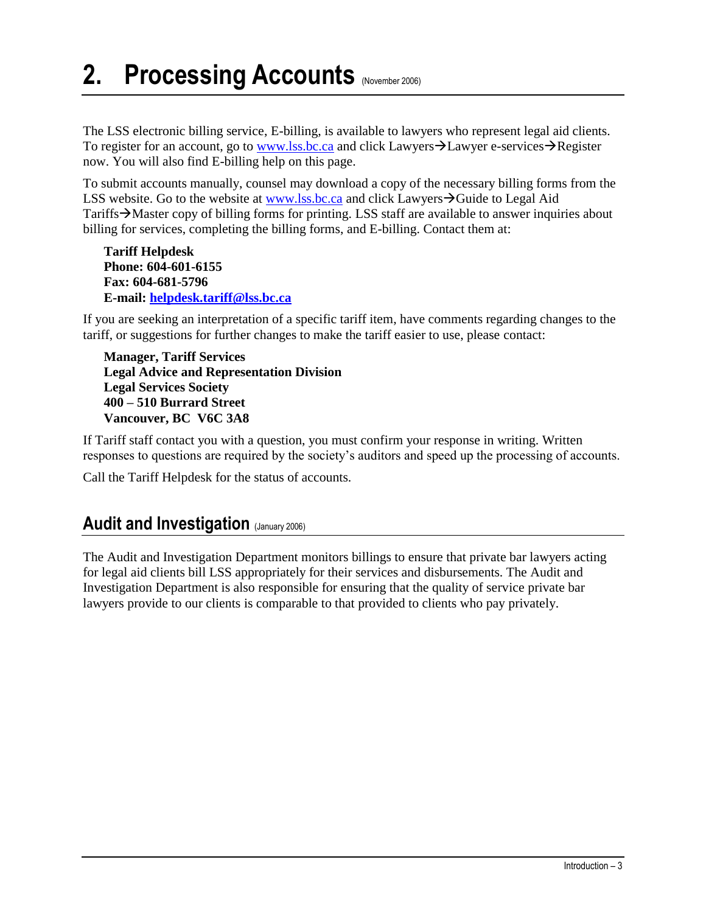# 2. Processing Accounts (November 2006)

The LSS electronic billing service, E-billing, is available to lawyers who represent legal aid clients. To register for an account, go to www.lss.bc.ca and click Lawyers→Lawyer e-services→Register now. You will also find E-billing help on this page.

To submit accounts manually, counsel may download a copy of the necessary billing forms from the LSS website. Go to the website at www.lss.bc.ca and click Lawyers→Guide to Legal Aid Tariffs→Master copy of billing forms for printing. LSS staff are available to answer inquiries about billing for services, completing the billing forms, and E-billing. Contact them at:

**Tariff Helpdesk**
**Phone: 604-601-6155**
**Fax: 604-681-5796**
**E-mail: helpdesk.tariff@lss.bc.ca**

If you are seeking an interpretation of a specific tariff item, have comments regarding changes to the tariff, or suggestions for further changes to make the tariff easier to use, please contact:

**Manager, Tariff Services**
**Legal Advice and Representation Division**
**Legal Services Society**
**400 – 510 Burrard Street**
**Vancouver, BC V6C 3A8**

If Tariff staff contact you with a question, you must confirm your response in writing. Written responses to questions are required by the society's auditors and speed up the processing of accounts.

Call the Tariff Helpdesk for the status of accounts.

## Audit and Investigation (January 2006)

The Audit and Investigation Department monitors billings to ensure that private bar lawyers acting for legal aid clients bill LSS appropriately for their services and disbursements. The Audit and Investigation Department is also responsible for ensuring that the quality of service private bar lawyers provide to our clients is comparable to that provided to clients who pay privately.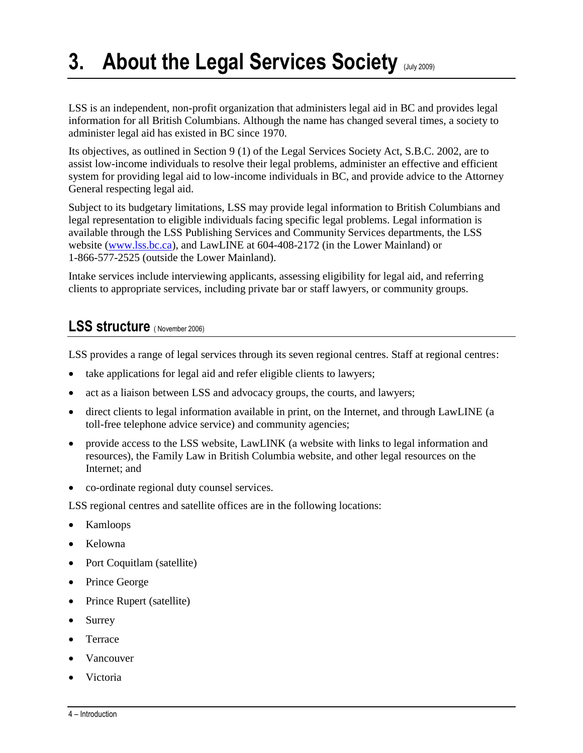# 3. About the Legal Services Society (July 2009)

LSS is an independent, non-profit organization that administers legal aid in BC and provides legal information for all British Columbians. Although the name has changed several times, a society to administer legal aid has existed in BC since 1970.

Its objectives, as outlined in Section 9 (1) of the Legal Services Society Act, S.B.C. 2002, are to assist low-income individuals to resolve their legal problems, administer an effective and efficient system for providing legal aid to low-income individuals in BC, and provide advice to the Attorney General respecting legal aid.

Subject to its budgetary limitations, LSS may provide legal information to British Columbians and legal representation to eligible individuals facing specific legal problems. Legal information is available through the LSS Publishing Services and Community Services departments, the LSS website (www.lss.bc.ca), and LawLINE at 604-408-2172 (in the Lower Mainland) or 1-866-577-2525 (outside the Lower Mainland).

Intake services include interviewing applicants, assessing eligibility for legal aid, and referring clients to appropriate services, including private bar or staff lawyers, or community groups.

## LSS structure (November 2006)

LSS provides a range of legal services through its seven regional centres. Staff at regional centres:

- take applications for legal aid and refer eligible clients to lawyers;
- act as a liaison between LSS and advocacy groups, the courts, and lawyers;
- direct clients to legal information available in print, on the Internet, and through LawLINE (a toll-free telephone advice service) and community agencies;
- provide access to the LSS website, LawLINK (a website with links to legal information and resources), the Family Law in British Columbia website, and other legal resources on the Internet; and
- co-ordinate regional duty counsel services.

LSS regional centres and satellite offices are in the following locations:

- Kamloops
- Kelowna
- Port Coquitlam (satellite)
- Prince George
- Prince Rupert (satellite)
- Surrey
- Terrace
- Vancouver
- Victoria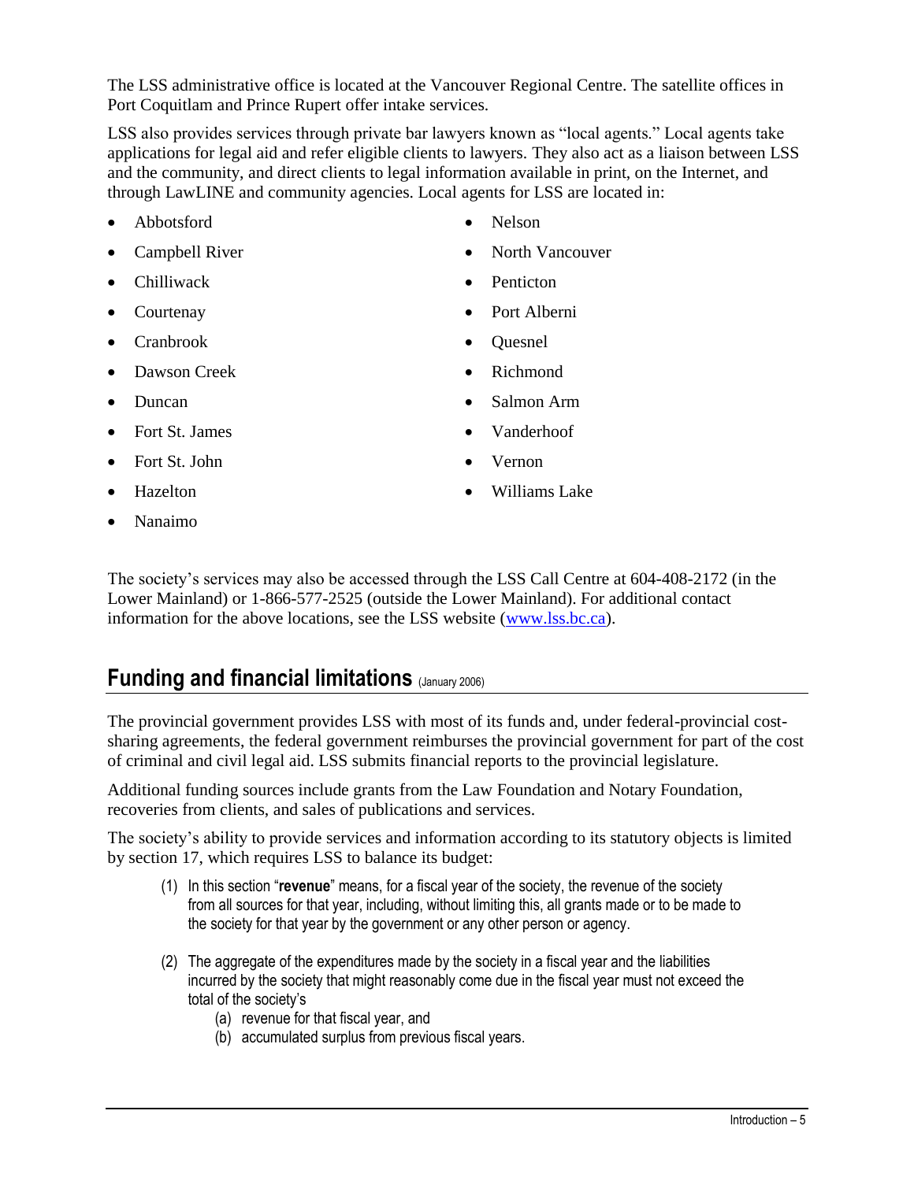The LSS administrative office is located at the Vancouver Regional Centre. The satellite offices in Port Coquitlam and Prince Rupert offer intake services.

LSS also provides services through private bar lawyers known as “local agents.” Local agents take applications for legal aid and refer eligible clients to lawyers. They also act as a liaison between LSS and the community, and direct clients to legal information available in print, on the Internet, and through LawLINE and community agencies. Local agents for LSS are located in:

- Abbotsford
- Campbell River
- Chilliwack
- Courtenay
- Cranbrook
- Dawson Creek
- Duncan
- Fort St. James
- Fort St. John
- Hazelton
- Nanaimo
- Nelson
- North Vancouver
- Penticton
- Port Alberni
- Quesnel
- Richmond
- Salmon Arm
- Vanderhoof
- Vernon
- Williams Lake

The society’s services may also be accessed through the LSS Call Centre at 604-408-2172 (in the Lower Mainland) or 1-866-577-2525 (outside the Lower Mainland). For additional contact information for the above locations, see the LSS website (www.lss.bc.ca).

## Funding and financial limitations (January 2006)

The provincial government provides LSS with most of its funds and, under federal-provincial cost-sharing agreements, the federal government reimburses the provincial government for part of the cost of criminal and civil legal aid. LSS submits financial reports to the provincial legislature.

Additional funding sources include grants from the Law Foundation and Notary Foundation, recoveries from clients, and sales of publications and services.

The society’s ability to provide services and information according to its statutory objects is limited by section 17, which requires LSS to balance its budget:

> (1) In this section “**revenue**” means, for a fiscal year of the society, the revenue of the society from all sources for that year, including, without limiting this, all grants made or to be made to the society for that year by the government or any other person or agency.
>
> (2) The aggregate of the expenditures made by the society in a fiscal year and the liabilities incurred by the society that might reasonably come due in the fiscal year must not exceed the total of the society’s
>
> (a) revenue for that fiscal year, and
>
> (b) accumulated surplus from previous fiscal years.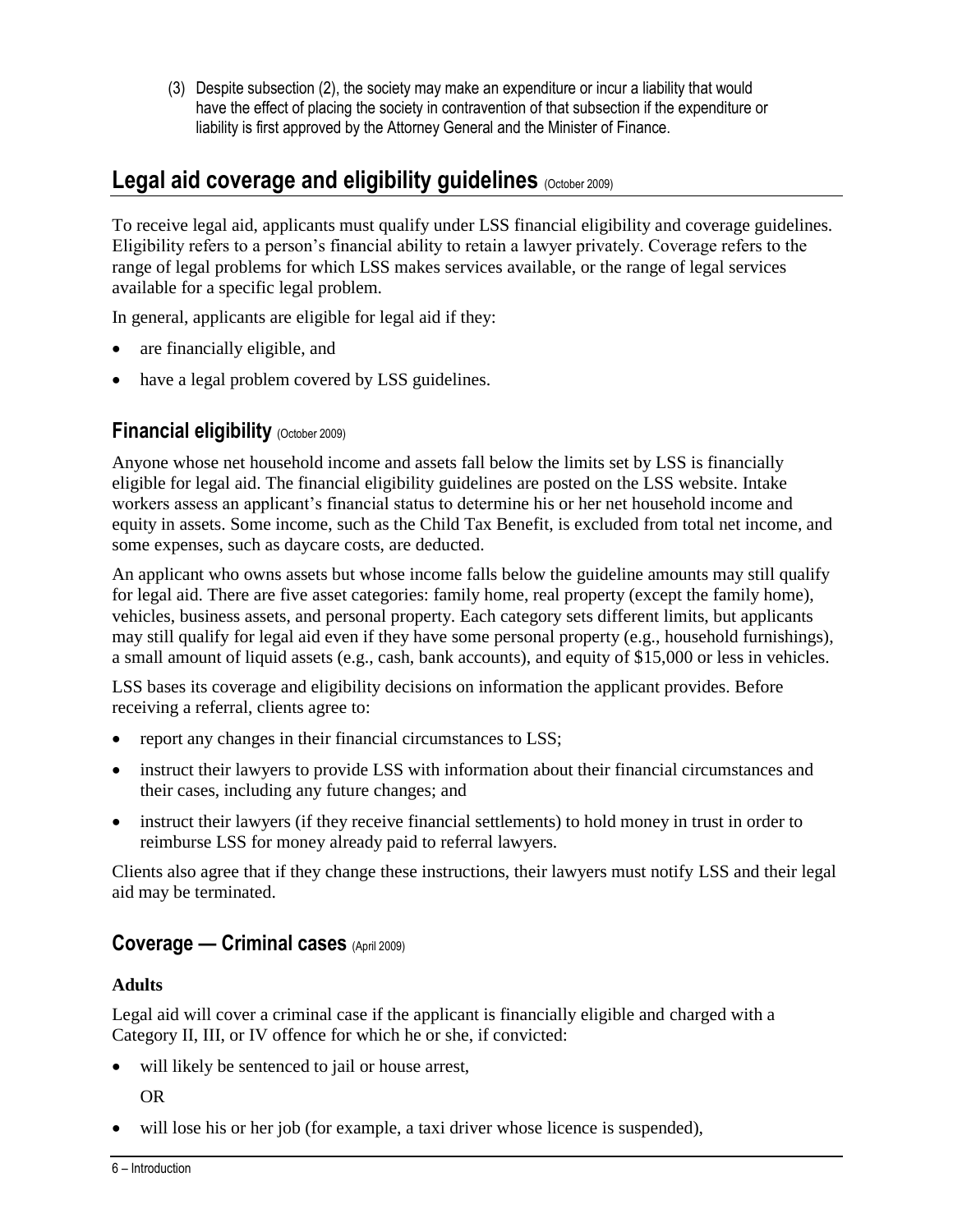(3) Despite subsection (2), the society may make an expenditure or incur a liability that would have the effect of placing the society in contravention of that subsection if the expenditure or liability is first approved by the Attorney General and the Minister of Finance.

## Legal aid coverage and eligibility guidelines (October 2009)

To receive legal aid, applicants must qualify under LSS financial eligibility and coverage guidelines. Eligibility refers to a person's financial ability to retain a lawyer privately. Coverage refers to the range of legal problems for which LSS makes services available, or the range of legal services available for a specific legal problem.

In general, applicants are eligible for legal aid if they:

- are financially eligible, and
- have a legal problem covered by LSS guidelines.

### Financial eligibility (October 2009)

Anyone whose net household income and assets fall below the limits set by LSS is financially eligible for legal aid. The financial eligibility guidelines are posted on the LSS website. Intake workers assess an applicant's financial status to determine his or her net household income and equity in assets. Some income, such as the Child Tax Benefit, is excluded from total net income, and some expenses, such as daycare costs, are deducted.

An applicant who owns assets but whose income falls below the guideline amounts may still qualify for legal aid. There are five asset categories: family home, real property (except the family home), vehicles, business assets, and personal property. Each category sets different limits, but applicants may still qualify for legal aid even if they have some personal property (e.g., household furnishings), a small amount of liquid assets (e.g., cash, bank accounts), and equity of $15,000 or less in vehicles.

LSS bases its coverage and eligibility decisions on information the applicant provides. Before receiving a referral, clients agree to:

- report any changes in their financial circumstances to LSS;
- instruct their lawyers to provide LSS with information about their financial circumstances and their cases, including any future changes; and
- instruct their lawyers (if they receive financial settlements) to hold money in trust in order to reimburse LSS for money already paid to referral lawyers.

Clients also agree that if they change these instructions, their lawyers must notify LSS and their legal aid may be terminated.

### Coverage — Criminal cases (April 2009)

**Adults**

Legal aid will cover a criminal case if the applicant is financially eligible and charged with a Category II, III, or IV offence for which he or she, if convicted:

- will likely be sentenced to jail or house arrest,

  OR

- will lose his or her job (for example, a taxi driver whose licence is suspended),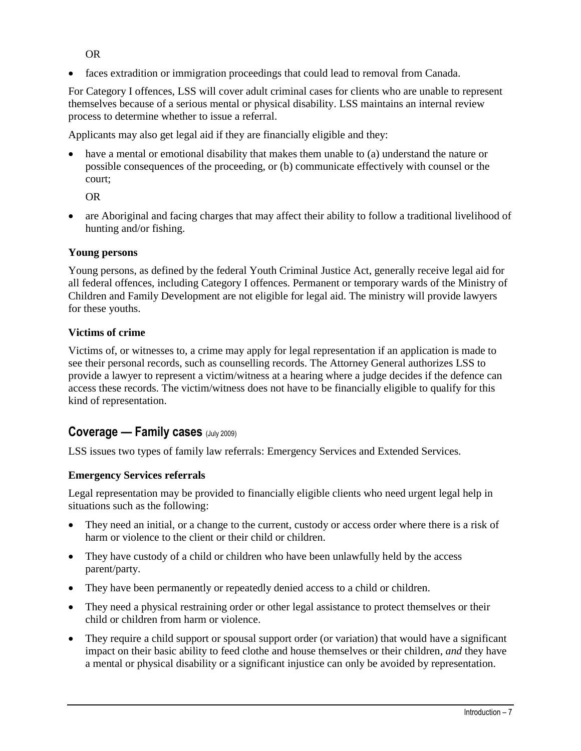OR

- faces extradition or immigration proceedings that could lead to removal from Canada.

For Category I offences, LSS will cover adult criminal cases for clients who are unable to represent themselves because of a serious mental or physical disability. LSS maintains an internal review process to determine whether to issue a referral.

Applicants may also get legal aid if they are financially eligible and they:

- have a mental or emotional disability that makes them unable to (a) understand the nature or possible consequences of the proceeding, or (b) communicate effectively with counsel or the court;

  OR

- are Aboriginal and facing charges that may affect their ability to follow a traditional livelihood of hunting and/or fishing.

**Young persons**

Young persons, as defined by the federal Youth Criminal Justice Act, generally receive legal aid for all federal offences, including Category I offences. Permanent or temporary wards of the Ministry of Children and Family Development are not eligible for legal aid. The ministry will provide lawyers for these youths.

**Victims of crime**

Victims of, or witnesses to, a crime may apply for legal representation if an application is made to see their personal records, such as counselling records. The Attorney General authorizes LSS to provide a lawyer to represent a victim/witness at a hearing where a judge decides if the defence can access these records. The victim/witness does not have to be financially eligible to qualify for this kind of representation.

## Coverage — Family cases (July 2009)

LSS issues two types of family law referrals: Emergency Services and Extended Services.

**Emergency Services referrals**

Legal representation may be provided to financially eligible clients who need urgent legal help in situations such as the following:

- They need an initial, or a change to the current, custody or access order where there is a risk of harm or violence to the client or their child or children.
- They have custody of a child or children who have been unlawfully held by the access parent/party.
- They have been permanently or repeatedly denied access to a child or children.
- They need a physical restraining order or other legal assistance to protect themselves or their child or children from harm or violence.
- They require a child support or spousal support order (or variation) that would have a significant impact on their basic ability to feed clothe and house themselves or their children, *and* they have a mental or physical disability or a significant injustice can only be avoided by representation.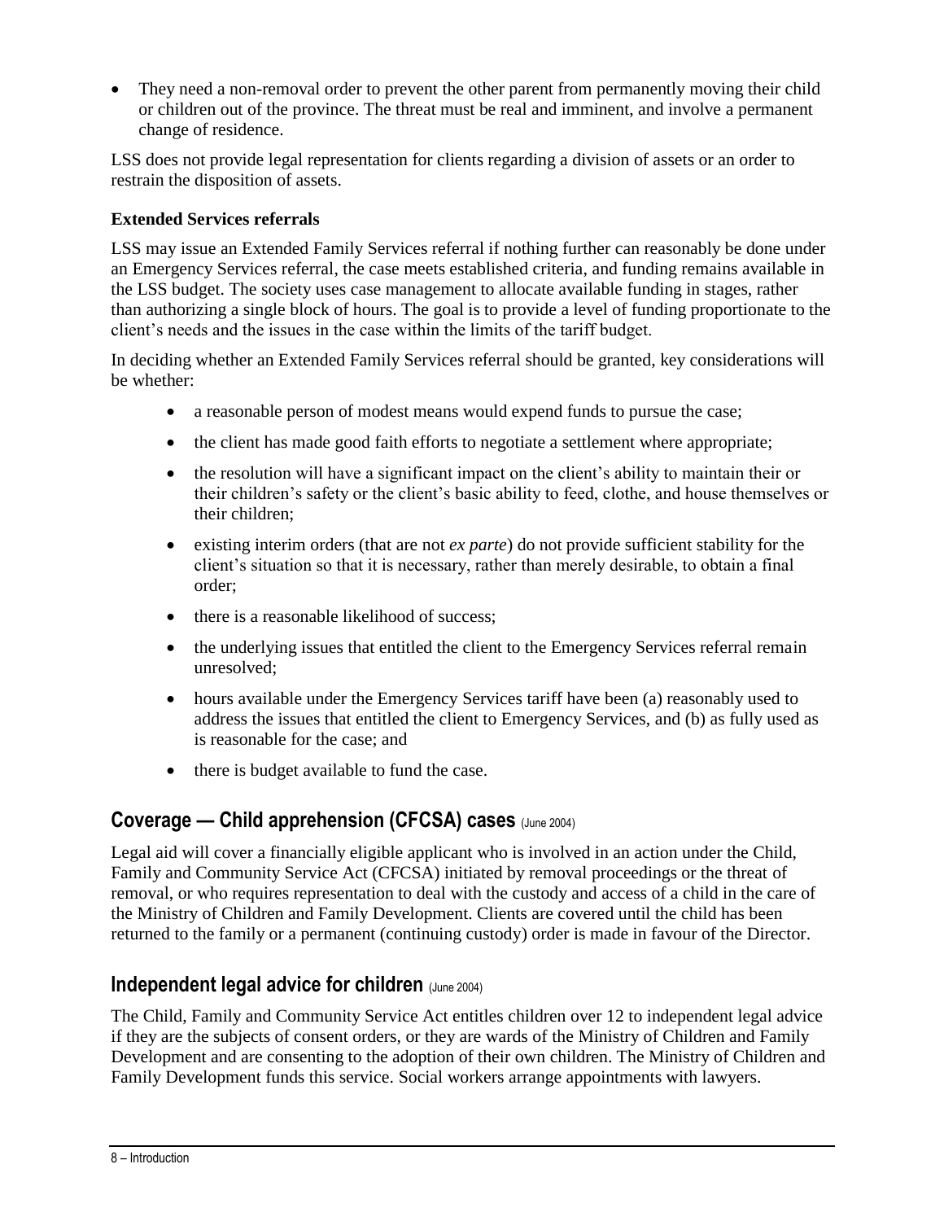- They need a non-removal order to prevent the other parent from permanently moving their child or children out of the province. The threat must be real and imminent, and involve a permanent change of residence.

LSS does not provide legal representation for clients regarding a division of assets or an order to restrain the disposition of assets.

**Extended Services referrals**

LSS may issue an Extended Family Services referral if nothing further can reasonably be done under an Emergency Services referral, the case meets established criteria, and funding remains available in the LSS budget. The society uses case management to allocate available funding in stages, rather than authorizing a single block of hours. The goal is to provide a level of funding proportionate to the client's needs and the issues in the case within the limits of the tariff budget.

In deciding whether an Extended Family Services referral should be granted, key considerations will be whether:

- a reasonable person of modest means would expend funds to pursue the case;
- the client has made good faith efforts to negotiate a settlement where appropriate;
- the resolution will have a significant impact on the client's ability to maintain their or their children's safety or the client's basic ability to feed, clothe, and house themselves or their children;
- existing interim orders (that are not *ex parte*) do not provide sufficient stability for the client's situation so that it is necessary, rather than merely desirable, to obtain a final order;
- there is a reasonable likelihood of success;
- the underlying issues that entitled the client to the Emergency Services referral remain unresolved;
- hours available under the Emergency Services tariff have been (a) reasonably used to address the issues that entitled the client to Emergency Services, and (b) as fully used as is reasonable for the case; and
- there is budget available to fund the case.

## Coverage — Child apprehension (CFCSA) cases (June 2004)

Legal aid will cover a financially eligible applicant who is involved in an action under the Child, Family and Community Service Act (CFCSA) initiated by removal proceedings or the threat of removal, or who requires representation to deal with the custody and access of a child in the care of the Ministry of Children and Family Development. Clients are covered until the child has been returned to the family or a permanent (continuing custody) order is made in favour of the Director.

## Independent legal advice for children (June 2004)

The Child, Family and Community Service Act entitles children over 12 to independent legal advice if they are the subjects of consent orders, or they are wards of the Ministry of Children and Family Development and are consenting to the adoption of their own children. The Ministry of Children and Family Development funds this service. Social workers arrange appointments with lawyers.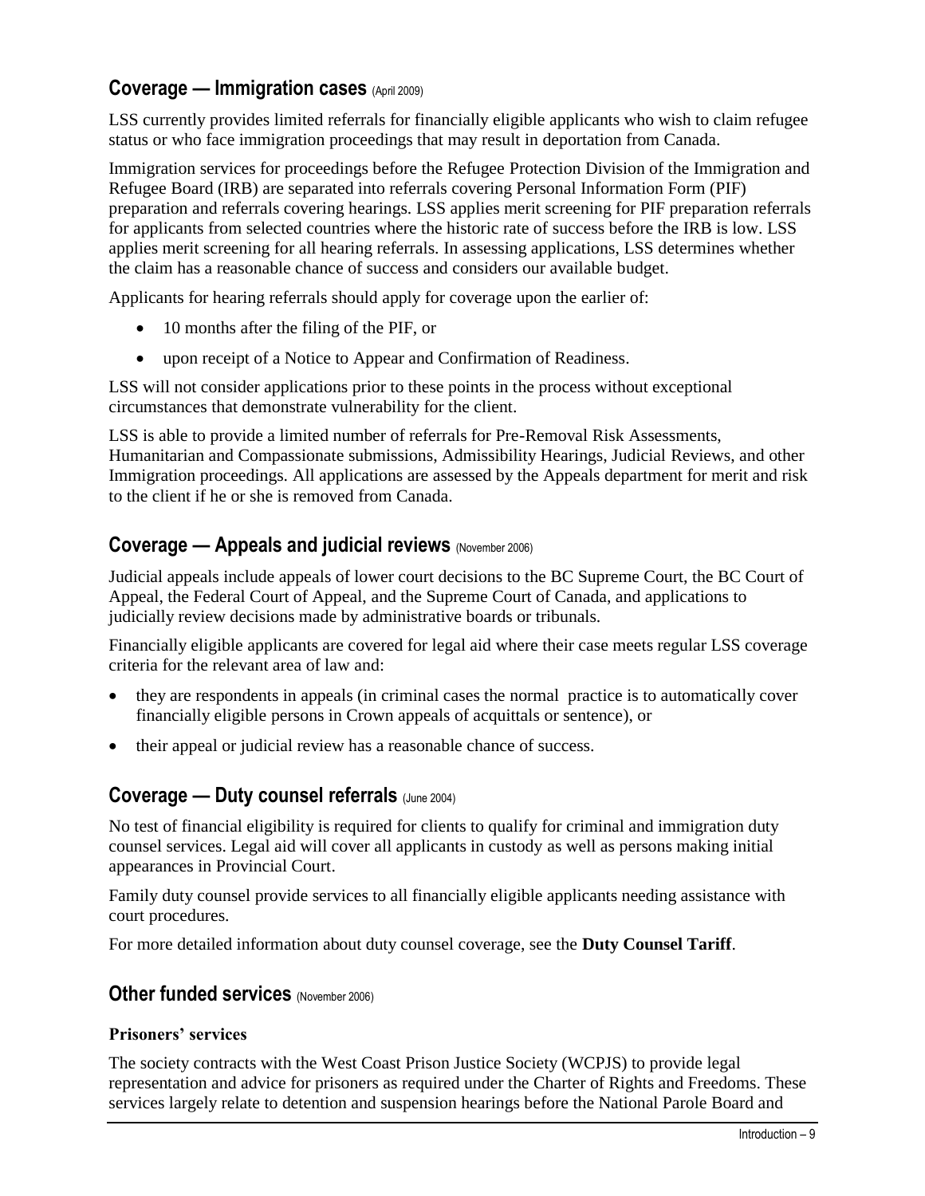## Coverage — Immigration cases (April 2009)

LSS currently provides limited referrals for financially eligible applicants who wish to claim refugee status or who face immigration proceedings that may result in deportation from Canada.

Immigration services for proceedings before the Refugee Protection Division of the Immigration and Refugee Board (IRB) are separated into referrals covering Personal Information Form (PIF) preparation and referrals covering hearings. LSS applies merit screening for PIF preparation referrals for applicants from selected countries where the historic rate of success before the IRB is low. LSS applies merit screening for all hearing referrals. In assessing applications, LSS determines whether the claim has a reasonable chance of success and considers our available budget.

Applicants for hearing referrals should apply for coverage upon the earlier of:

- 10 months after the filing of the PIF, or
- upon receipt of a Notice to Appear and Confirmation of Readiness.

LSS will not consider applications prior to these points in the process without exceptional circumstances that demonstrate vulnerability for the client.

LSS is able to provide a limited number of referrals for Pre-Removal Risk Assessments, Humanitarian and Compassionate submissions, Admissibility Hearings, Judicial Reviews, and other Immigration proceedings. All applications are assessed by the Appeals department for merit and risk to the client if he or she is removed from Canada.

## Coverage — Appeals and judicial reviews (November 2006)

Judicial appeals include appeals of lower court decisions to the BC Supreme Court, the BC Court of Appeal, the Federal Court of Appeal, and the Supreme Court of Canada, and applications to judicially review decisions made by administrative boards or tribunals.

Financially eligible applicants are covered for legal aid where their case meets regular LSS coverage criteria for the relevant area of law and:

- they are respondents in appeals (in criminal cases the normal practice is to automatically cover financially eligible persons in Crown appeals of acquittals or sentence), or
- their appeal or judicial review has a reasonable chance of success.

## Coverage — Duty counsel referrals (June 2004)

No test of financial eligibility is required for clients to qualify for criminal and immigration duty counsel services. Legal aid will cover all applicants in custody as well as persons making initial appearances in Provincial Court.

Family duty counsel provide services to all financially eligible applicants needing assistance with court procedures.

For more detailed information about duty counsel coverage, see the **Duty Counsel Tariff**.

## Other funded services (November 2006)

### Prisoners' services

The society contracts with the West Coast Prison Justice Society (WCPJS) to provide legal representation and advice for prisoners as required under the Charter of Rights and Freedoms. These services largely relate to detention and suspension hearings before the National Parole Board and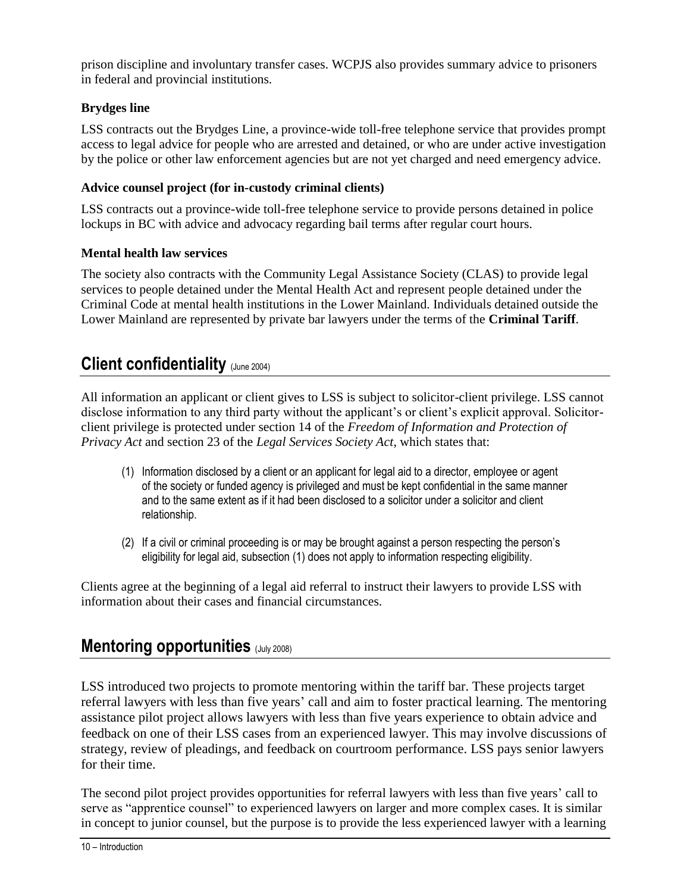prison discipline and involuntary transfer cases. WCPJS also provides summary advice to prisoners in federal and provincial institutions.

### Brydges line

LSS contracts out the Brydges Line, a province-wide toll-free telephone service that provides prompt access to legal advice for people who are arrested and detained, or who are under active investigation by the police or other law enforcement agencies but are not yet charged and need emergency advice.

### Advice counsel project (for in-custody criminal clients)

LSS contracts out a province-wide toll-free telephone service to provide persons detained in police lockups in BC with advice and advocacy regarding bail terms after regular court hours.

### Mental health law services

The society also contracts with the Community Legal Assistance Society (CLAS) to provide legal services to people detained under the Mental Health Act and represent people detained under the Criminal Code at mental health institutions in the Lower Mainland. Individuals detained outside the Lower Mainland are represented by private bar lawyers under the terms of the **Criminal Tariff**.

## Client confidentiality (June 2004)

All information an applicant or client gives to LSS is subject to solicitor-client privilege. LSS cannot disclose information to any third party without the applicant's or client's explicit approval. Solicitor-client privilege is protected under section 14 of the *Freedom of Information and Protection of Privacy Act* and section 23 of the *Legal Services Society Act*, which states that:

> (1) Information disclosed by a client or an applicant for legal aid to a director, employee or agent of the society or funded agency is privileged and must be kept confidential in the same manner and to the same extent as if it had been disclosed to a solicitor under a solicitor and client relationship.
>
> (2) If a civil or criminal proceeding is or may be brought against a person respecting the person's eligibility for legal aid, subsection (1) does not apply to information respecting eligibility.

Clients agree at the beginning of a legal aid referral to instruct their lawyers to provide LSS with information about their cases and financial circumstances.

## Mentoring opportunities (July 2008)

LSS introduced two projects to promote mentoring within the tariff bar. These projects target referral lawyers with less than five years' call and aim to foster practical learning. The mentoring assistance pilot project allows lawyers with less than five years experience to obtain advice and feedback on one of their LSS cases from an experienced lawyer. This may involve discussions of strategy, review of pleadings, and feedback on courtroom performance. LSS pays senior lawyers for their time.

The second pilot project provides opportunities for referral lawyers with less than five years' call to serve as "apprentice counsel" to experienced lawyers on larger and more complex cases. It is similar in concept to junior counsel, but the purpose is to provide the less experienced lawyer with a learning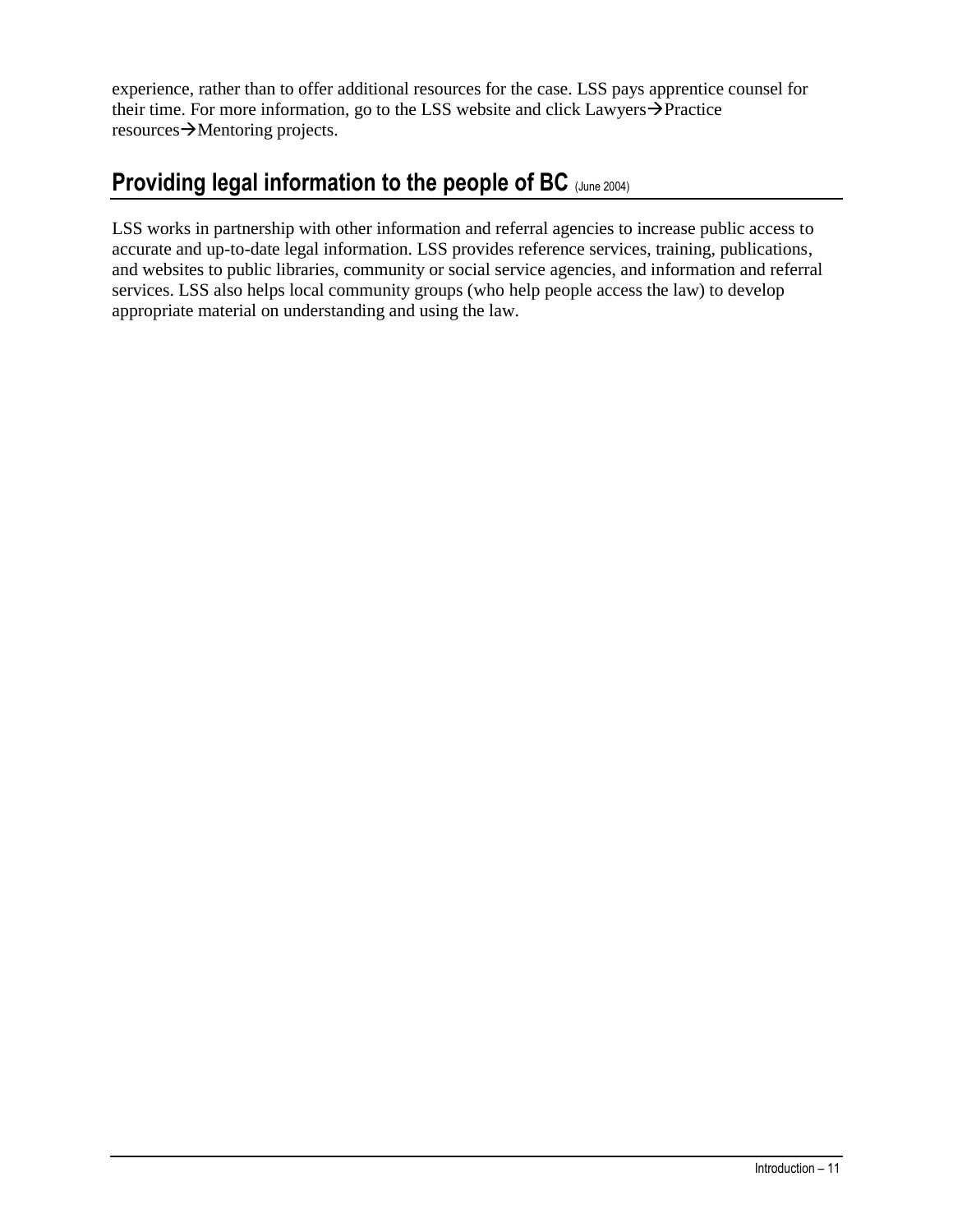experience, rather than to offer additional resources for the case. LSS pays apprentice counsel for their time. For more information, go to the LSS website and click Lawyers→Practice resources→Mentoring projects.

## Providing legal information to the people of BC (June 2004)

LSS works in partnership with other information and referral agencies to increase public access to accurate and up-to-date legal information. LSS provides reference services, training, publications, and websites to public libraries, community or social service agencies, and information and referral services. LSS also helps local community groups (who help people access the law) to develop appropriate material on understanding and using the law.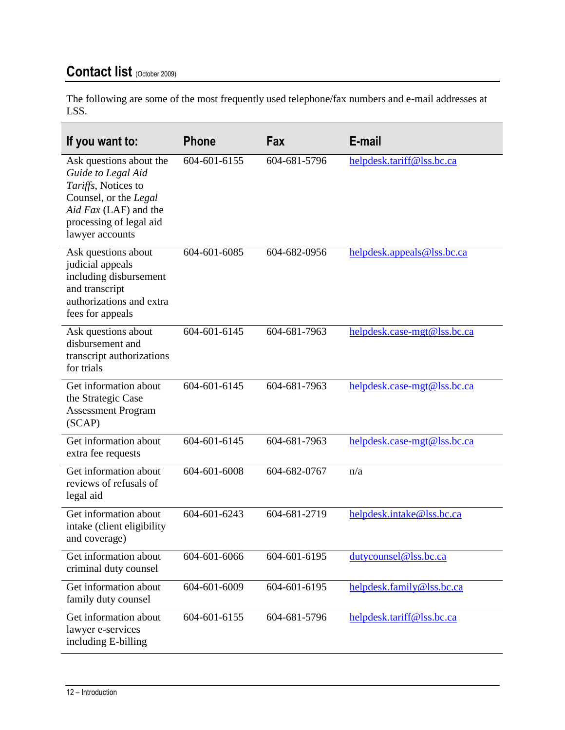## Contact list (October 2009)

The following are some of the most frequently used telephone/fax numbers and e-mail addresses at LSS.

| If you want to: | Phone | Fax | E-mail |
|---|---|---|---|
| Ask questions about the *Guide to Legal Aid Tariffs*, Notices to Counsel, or the *Legal Aid Fax* (LAF) and the processing of legal aid lawyer accounts | 604-601-6155 | 604-681-5796 | helpdesk.tariff@lss.bc.ca |
| Ask questions about judicial appeals including disbursement and transcript authorizations and extra fees for appeals | 604-601-6085 | 604-682-0956 | helpdesk.appeals@lss.bc.ca |
| Ask questions about disbursement and transcript authorizations for trials | 604-601-6145 | 604-681-7963 | helpdesk.case-mgt@lss.bc.ca |
| Get information about the Strategic Case Assessment Program (SCAP) | 604-601-6145 | 604-681-7963 | helpdesk.case-mgt@lss.bc.ca |
| Get information about extra fee requests | 604-601-6145 | 604-681-7963 | helpdesk.case-mgt@lss.bc.ca |
| Get information about reviews of refusals of legal aid | 604-601-6008 | 604-682-0767 | n/a |
| Get information about intake (client eligibility and coverage) | 604-601-6243 | 604-681-2719 | helpdesk.intake@lss.bc.ca |
| Get information about criminal duty counsel | 604-601-6066 | 604-601-6195 | dutycounsel@lss.bc.ca |
| Get information about family duty counsel | 604-601-6009 | 604-601-6195 | helpdesk.family@lss.bc.ca |
| Get information about lawyer e-services including E-billing | 604-601-6155 | 604-681-5796 | helpdesk.tariff@lss.bc.ca |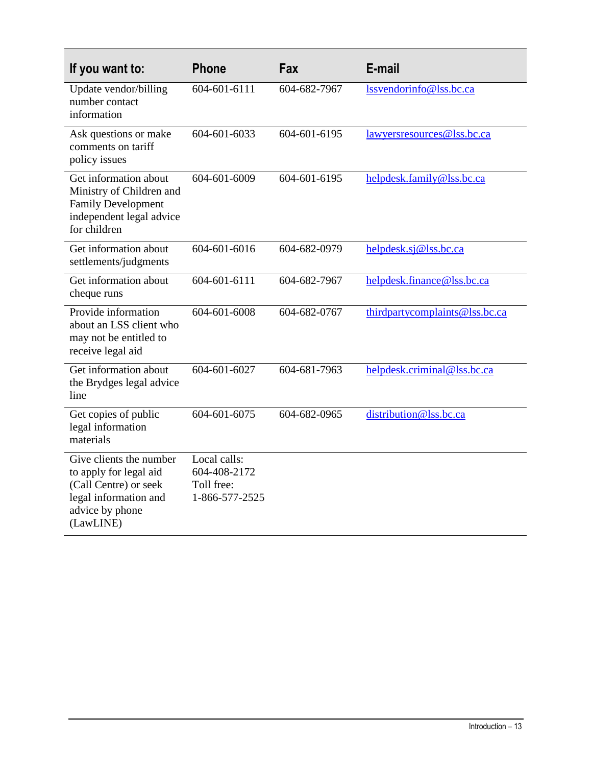| If you want to: | Phone | Fax | E-mail |
|---|---|---|---|
| Update vendor/billing number contact information | 604-601-6111 | 604-682-7967 | lssvendorinfo@lss.bc.ca |
| Ask questions or make comments on tariff policy issues | 604-601-6033 | 604-601-6195 | lawyersresources@lss.bc.ca |
| Get information about Ministry of Children and Family Development independent legal advice for children | 604-601-6009 | 604-601-6195 | helpdesk.family@lss.bc.ca |
| Get information about settlements/judgments | 604-601-6016 | 604-682-0979 | helpdesk.sj@lss.bc.ca |
| Get information about cheque runs | 604-601-6111 | 604-682-7967 | helpdesk.finance@lss.bc.ca |
| Provide information about an LSS client who may not be entitled to receive legal aid | 604-601-6008 | 604-682-0767 | thirdpartycomplaints@lss.bc.ca |
| Get information about the Brydges legal advice line | 604-601-6027 | 604-681-7963 | helpdesk.criminal@lss.bc.ca |
| Get copies of public legal information materials | 604-601-6075 | 604-682-0965 | distribution@lss.bc.ca |
| Give clients the number to apply for legal aid (Call Centre) or seek legal information and advice by phone (LawLINE) | Local calls: 604-408-2172 Toll free: 1-866-577-2525 | | |